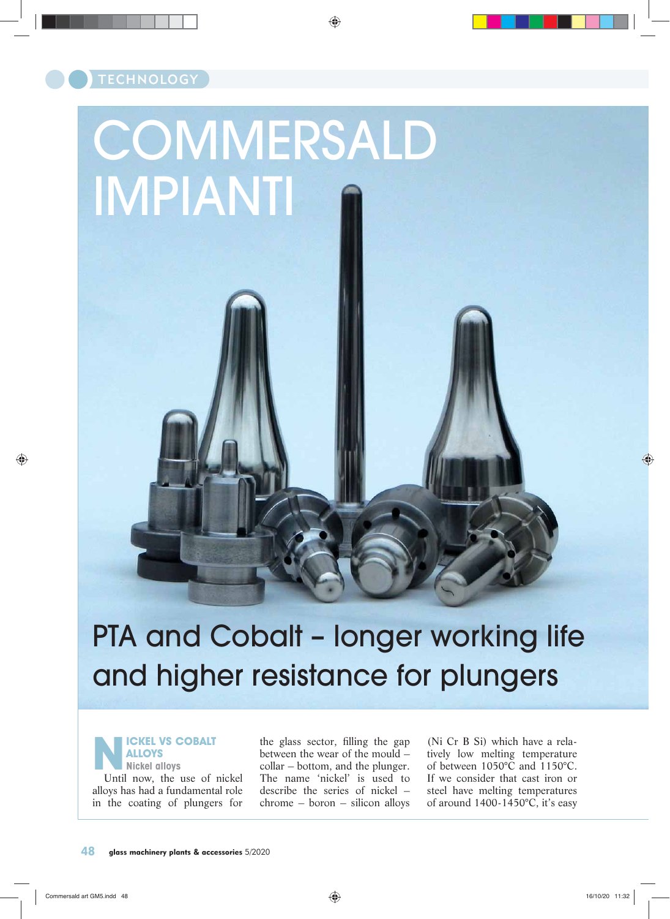# COMMERSALD IMPIANTI

## PTA and Cobalt – longer working life and higher resistance for plungers

### NICKEL VS COBALT ALLOYS

#### Nickel alloys

Until now, the use of nickel alloys has had a fundamental role in the coating of plungers for the glass sector, filling the gap between the wear of the mould – collar – bottom, and the plunger. The name 'nickel' is used to describe the series of nickel – chrome – boron – silicon alloys (Ni Cr B Si) which have a relatively low melting temperature of between 1050°C and 1150°C. If we consider that cast iron or steel have melting temperatures of around 1400-1450°C, it's easy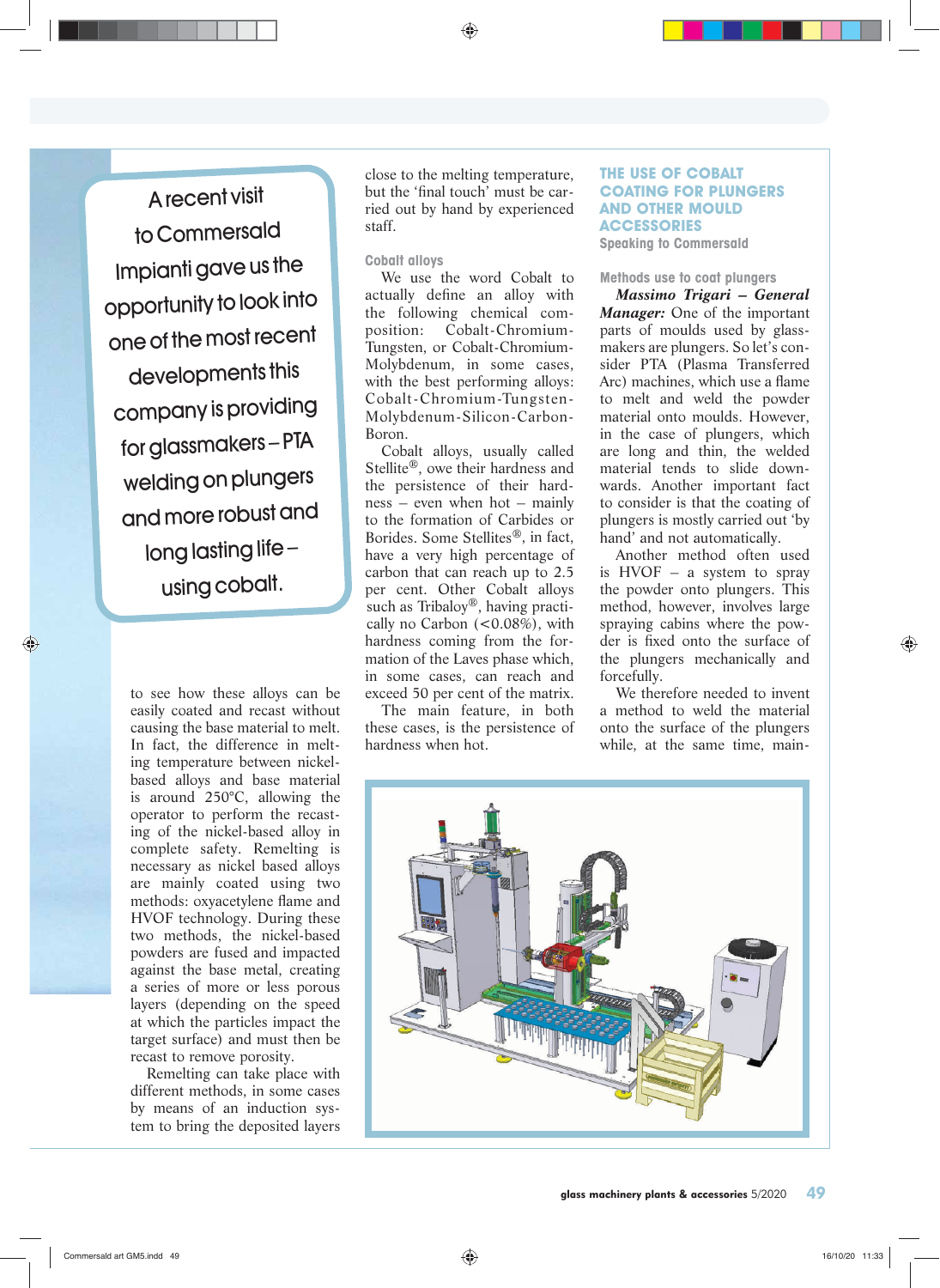# THE USE OF COBALT COATING FOR PLUNGERS AND OTHER MOULD ACCESSORIES

**Speaking to Commersald**

A recent visit to Commersald Impianti gave us the opportunity to look into one of the most recent developments this company is providing for glassmakers – PTA welding on plungers and more robust and long lasting life – using cobalt.

### Methods use to coat plungers

***Massimo Trigari – General Manager:*** One of the important parts of moulds used by glassmakers are plungers. So let's consider PTA (Plasma Transferred Arc) machines, which use a flame to melt and weld the powder material onto moulds. However, in the case of plungers, which are long and thin, the welded material tends to slide downwards. Another important fact to consider is that the coating of plungers is mostly carried out 'by hand' and not automatically.

Another method often used is HVOF – a system to spray the powder onto plungers. This method, however, involves large spraying cabins where the powder is fixed onto the surface of the plungers mechanically and forcefully.

We therefore needed to invent a method to weld the material onto the surface of the plungers while, at the same time, main-

to see how these alloys can be easily coated and recast without causing the base material to melt. In fact, the difference in melting temperature between nickel-based alloys and base material is around 250°C, allowing the operator to perform the recasting of the nickel-based alloy in complete safety. Remelting is necessary as nickel based alloys are mainly coated using two methods: oxyacetylene flame and HVOF technology. During these two methods, the nickel-based powders are fused and impacted against the base metal, creating a series of more or less porous layers (depending on the speed at which the particles impact the target surface) and must then be recast to remove porosity.

Remelting can take place with different methods, in some cases by means of an induction system to bring the deposited layers close to the melting temperature, but the 'final touch' must be carried out by hand by experienced staff.

### Cobalt alloys

We use the word Cobalt to actually define an alloy with the following chemical composition: Cobalt-Chromium-Tungsten, or Cobalt-Chromium-Molybdenum, in some cases, with the best performing alloys: Cobalt-Chromium-Tungsten-Molybdenum-Silicon-Carbon-Boron.

Cobalt alloys, usually called Stellite®, owe their hardness and the persistence of their hardness – even when hot – mainly to the formation of Carbides or Borides. Some Stellites®, in fact, have a very high percentage of carbon that can reach up to 2.5 per cent. Other Cobalt alloys such as Tribaloy®, having practically no Carbon (<0.08%), with hardness coming from the formation of the Laves phase which, in some cases, can reach and exceed 50 per cent of the matrix.

The main feature, in both these cases, is the persistence of hardness when hot.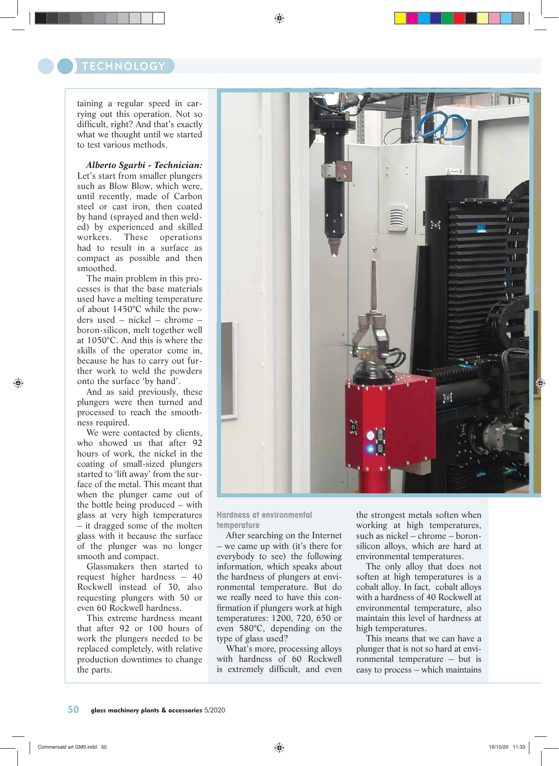taining a regular speed in carrying out this operation. Not so difficult, right? And that's exactly what we thought until we started to test various methods.

***Alberto Sgarbi - Technician:*** Let's start from smaller plungers such as Blow Blow, which were, until recently, made of Carbon steel or cast iron, then coated by hand (sprayed and then welded) by experienced and skilled workers. These operations had to result in a surface as compact as possible and then smoothed.

The main problem in this processes is that the base materials used have a melting temperature of about 1450°C while the powders used – nickel – chrome – boron-silicon, melt together well at 1050°C. And this is where the skills of the operator come in, because he has to carry out further work to weld the powders onto the surface 'by hand'.

And as said previously, these plungers were then turned and processed to reach the smoothness required.

We were contacted by clients, who showed us that after 92 hours of work, the nickel in the coating of small-sized plungers started to 'lift away' from the surface of the metal. This meant that when the plunger came out of the bottle being produced – with glass at very high temperatures – it dragged some of the molten glass with it because the surface of the plunger was no longer smooth and compact.

Glassmakers then started to request higher hardness – 40 Rockwell instead of 30, also requesting plungers with 50 or even 60 Rockwell hardness.

This extreme hardness meant that after 92 or 100 hours of work the plungers needed to be replaced completely, with relative production downtimes to change the parts.

### Hardness at environmental temperature

After searching on the Internet – we came up with (it's there for everybody to see) the following information, which speaks about the hardness of plungers at environmental temperature. But do we really need to have this confirmation if plungers work at high temperatures: 1200, 720, 650 or even 580°C, depending on the type of glass used?

What's more, processing alloys with hardness of 60 Rockwell is extremely difficult, and even the strongest metals soften when working at high temperatures, such as nickel – chrome – boron-silicon alloys, which are hard at environmental temperatures.

The only alloy that does not soften at high temperatures is a cobalt alloy. In fact, cobalt alloys with a hardness of 40 Rockwell at environmental temperature, also maintain this level of hardness at high temperatures.

This means that we can have a plunger that is not so hard at environmental temperature – but is easy to process – which maintains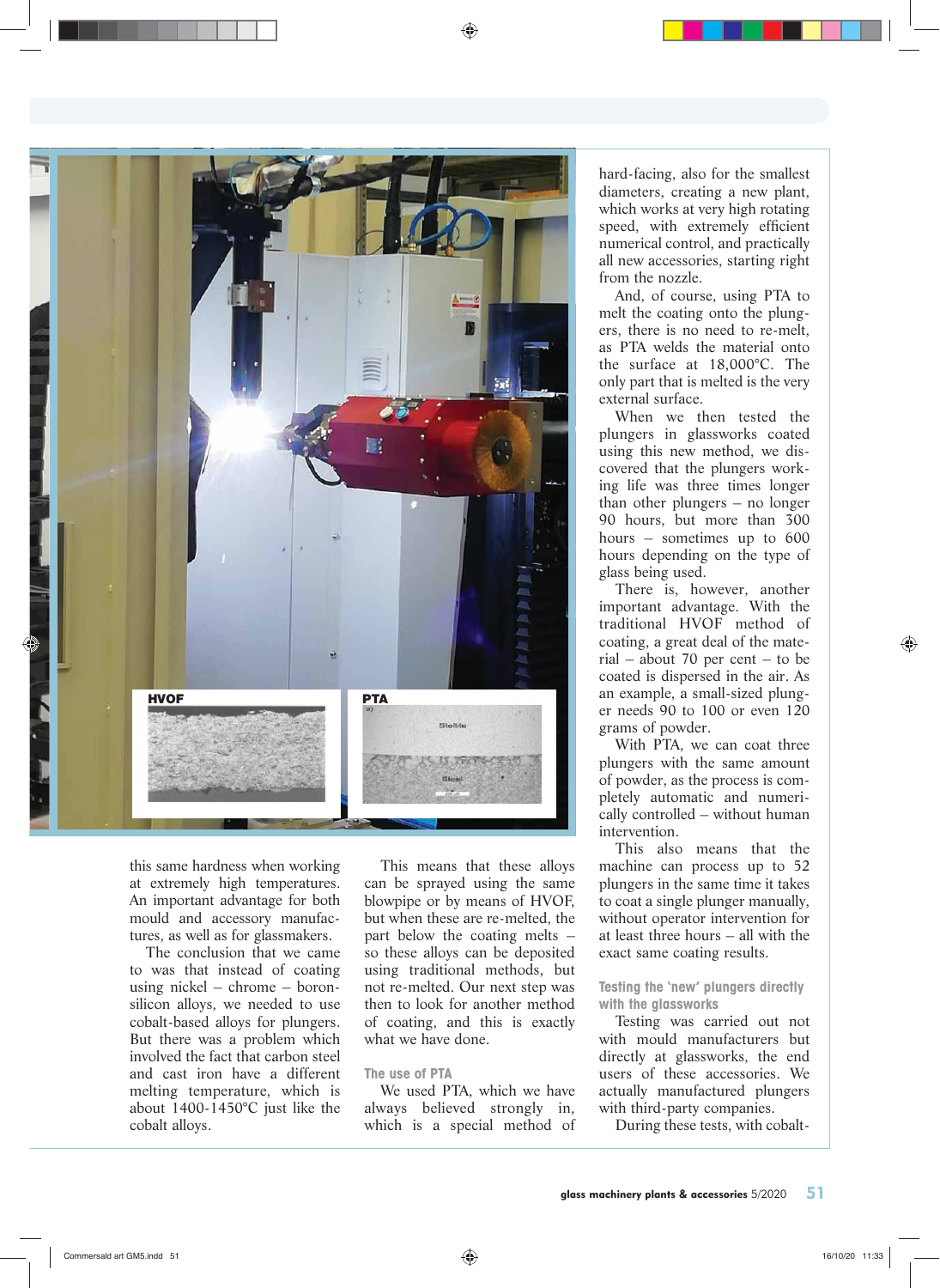this same hardness when working at extremely high temperatures. An important advantage for both mould and accessory manufactures, as well as for glassmakers.

The conclusion that we came to was that instead of coating using nickel – chrome – boron-silicon alloys, we needed to use cobalt-based alloys for plungers. But there was a problem which involved the fact that carbon steel and cast iron have a different melting temperature, which is about 1400-1450°C just like the cobalt alloys.

This means that these alloys can be sprayed using the same blowpipe or by means of HVOF, but when these are re-melted, the part below the coating melts – so these alloys can be deposited using traditional methods, but not re-melted. Our next step was then to look for another method of coating, and this is exactly what we have done.

### The use of PTA

We used PTA, which we have always believed strongly in, which is a special method of hard-facing, also for the smallest diameters, creating a new plant, which works at very high rotating speed, with extremely efficient numerical control, and practically all new accessories, starting right from the nozzle.

And, of course, using PTA to melt the coating onto the plungers, there is no need to re-melt, as PTA welds the material onto the surface at 18,000°C. The only part that is melted is the very external surface.

When we then tested the plungers in glassworks coated using this new method, we discovered that the plungers working life was three times longer than other plungers – no longer 90 hours, but more than 300 hours – sometimes up to 600 hours depending on the type of glass being used.

There is, however, another important advantage. With the traditional HVOF method of coating, a great deal of the material – about 70 per cent – to be coated is dispersed in the air. As an example, a small-sized plunger needs 90 to 100 or even 120 grams of powder.

With PTA, we can coat three plungers with the same amount of powder, as the process is completely automatic and numerically controlled – without human intervention.

This also means that the machine can process up to 52 plungers in the same time it takes to coat a single plunger manually, without operator intervention for at least three hours – all with the exact same coating results.

### Testing the 'new' plungers directly with the glassworks

Testing was carried out not with mould manufacturers but directly at glassworks, the end users of these accessories. We actually manufactured plungers with third-party companies.

During these tests, with cobalt-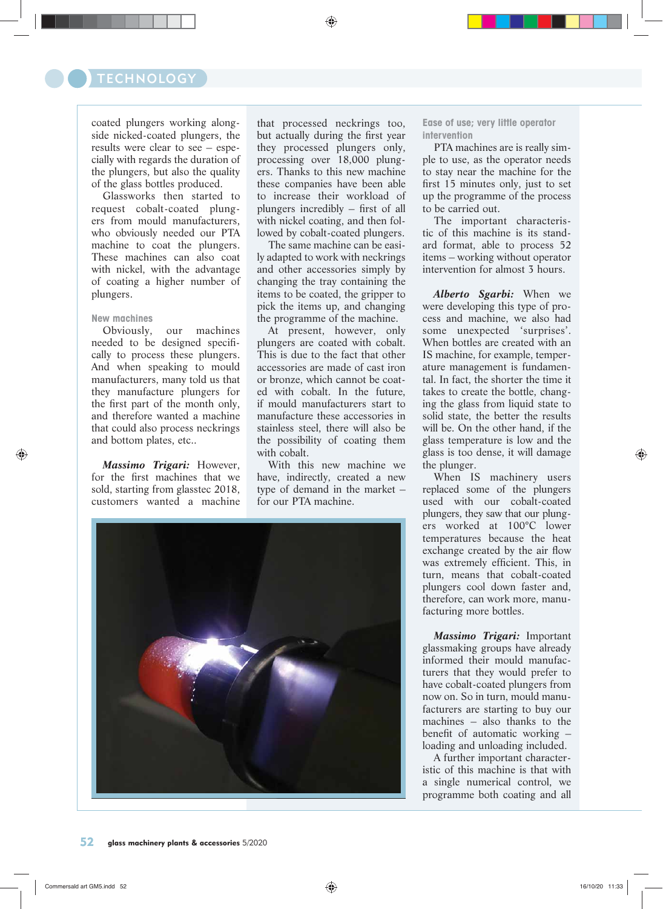coated plungers working alongside nicked-coated plungers, the results were clear to see – especially with regards the duration of the plungers, but also the quality of the glass bottles produced.

Glassworks then started to request cobalt-coated plungers from mould manufacturers, who obviously needed our PTA machine to coat the plungers. These machines can also coat with nickel, with the advantage of coating a higher number of plungers.

### New machines

Obviously, our machines needed to be designed specifically to process these plungers. And when speaking to mould manufacturers, many told us that they manufacture plungers for the first part of the month only, and therefore wanted a machine that could also process neckrings and bottom plates, etc..

***Massimo Trigari:*** However, for the first machines that we sold, starting from glasstec 2018, customers wanted a machine that processed neckrings too, but actually during the first year they processed plungers only, processing over 18,000 plungers. Thanks to this new machine these companies have been able to increase their workload of plungers incredibly – first of all with nickel coating, and then followed by cobalt-coated plungers.

The same machine can be easily adapted to work with neckrings and other accessories simply by changing the tray containing the items to be coated, the gripper to pick the items up, and changing the programme of the machine.

At present, however, only plungers are coated with cobalt. This is due to the fact that other accessories are made of cast iron or bronze, which cannot be coated with cobalt. In the future, if mould manufacturers start to manufacture these accessories in stainless steel, there will also be the possibility of coating them with cobalt.

With this new machine we have, indirectly, created a new type of demand in the market – for our PTA machine.

### Ease of use; very little operator intervention

PTA machines are is really simple to use, as the operator needs to stay near the machine for the first 15 minutes only, just to set up the programme of the process to be carried out.

The important characteristic of this machine is its standard format, able to process 52 items – working without operator intervention for almost 3 hours.

***Alberto Sgarbi:*** When we were developing this type of process and machine, we also had some unexpected 'surprises'. When bottles are created with an IS machine, for example, temperature management is fundamental. In fact, the shorter the time it takes to create the bottle, changing the glass from liquid state to solid state, the better the results will be. On the other hand, if the glass temperature is low and the glass is too dense, it will damage the plunger.

When IS machinery users replaced some of the plungers used with our cobalt-coated plungers, they saw that our plungers worked at 100°C lower temperatures because the heat exchange created by the air flow was extremely efficient. This, in turn, means that cobalt-coated plungers cool down faster and, therefore, can work more, manufacturing more bottles.

***Massimo Trigari:*** Important glassmaking groups have already informed their mould manufacturers that they would prefer to have cobalt-coated plungers from now on. So in turn, mould manufacturers are starting to buy our machines – also thanks to the benefit of automatic working – loading and unloading included.

A further important characteristic of this machine is that with a single numerical control, we programme both coating and all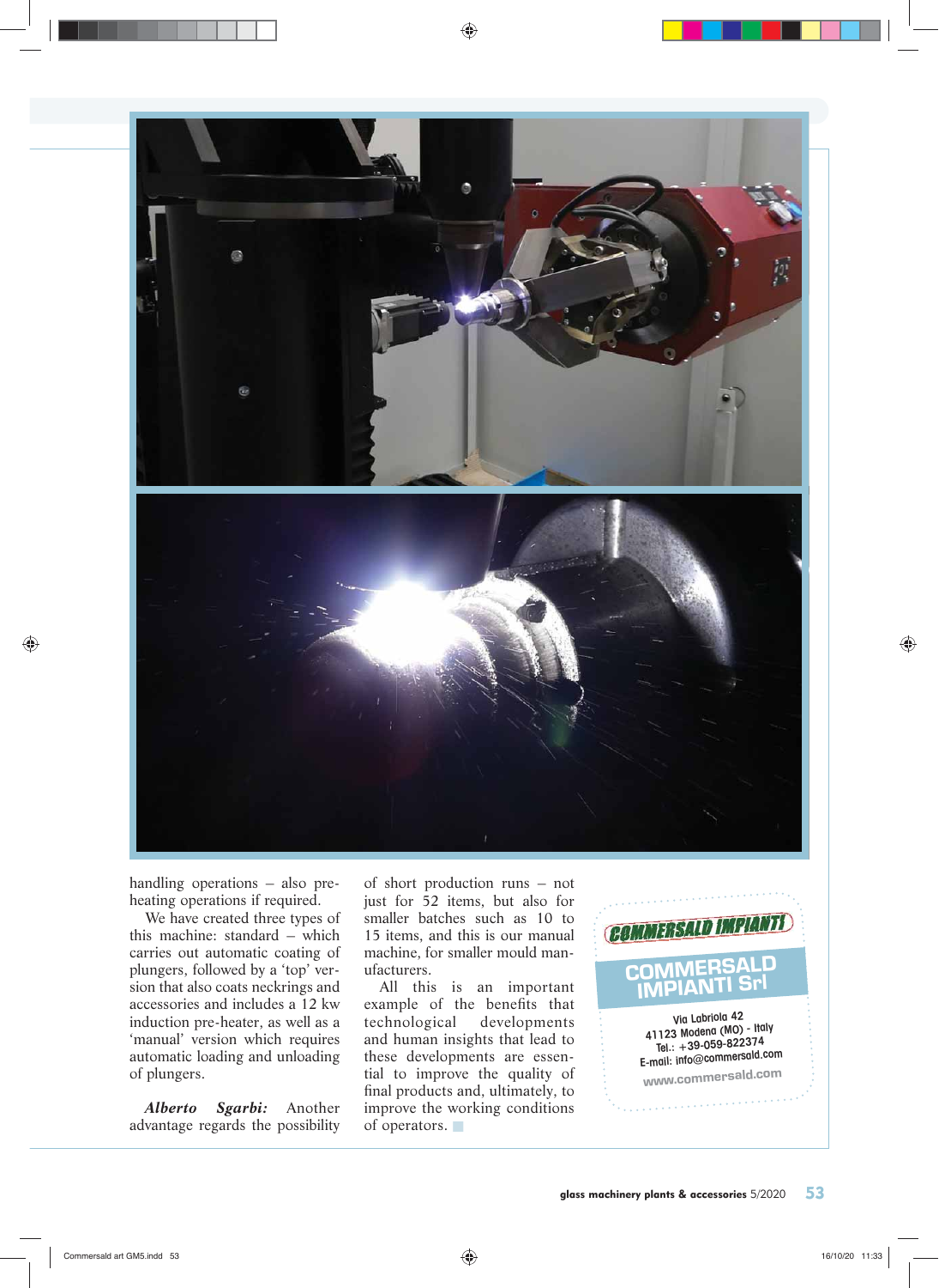handling operations – also pre-heating operations if required.

We have created three types of this machine: standard – which carries out automatic coating of plungers, followed by a 'top' version that also coats neckrings and accessories and includes a 12 kw induction pre-heater, as well as a 'manual' version which requires automatic loading and unloading of plungers.

***Alberto Sgarbi:*** Another advantage regards the possibility of short production runs – not just for 52 items, but also for smaller batches such as 10 to 15 items, and this is our manual machine, for smaller mould manufacturers.

All this is an important example of the benefits that technological developments and human insights that lead to these developments are essential to improve the quality of final products and, ultimately, to improve the working conditions of operators.

COMMERSALD IMPIANTI

**COMMERSALD IMPIANTI Srl**

Via Labriola 42
41123 Modena (MO) - Italy
Tel.: +39-059-822374
E-mail: info@commersald.com
www.commersald.com